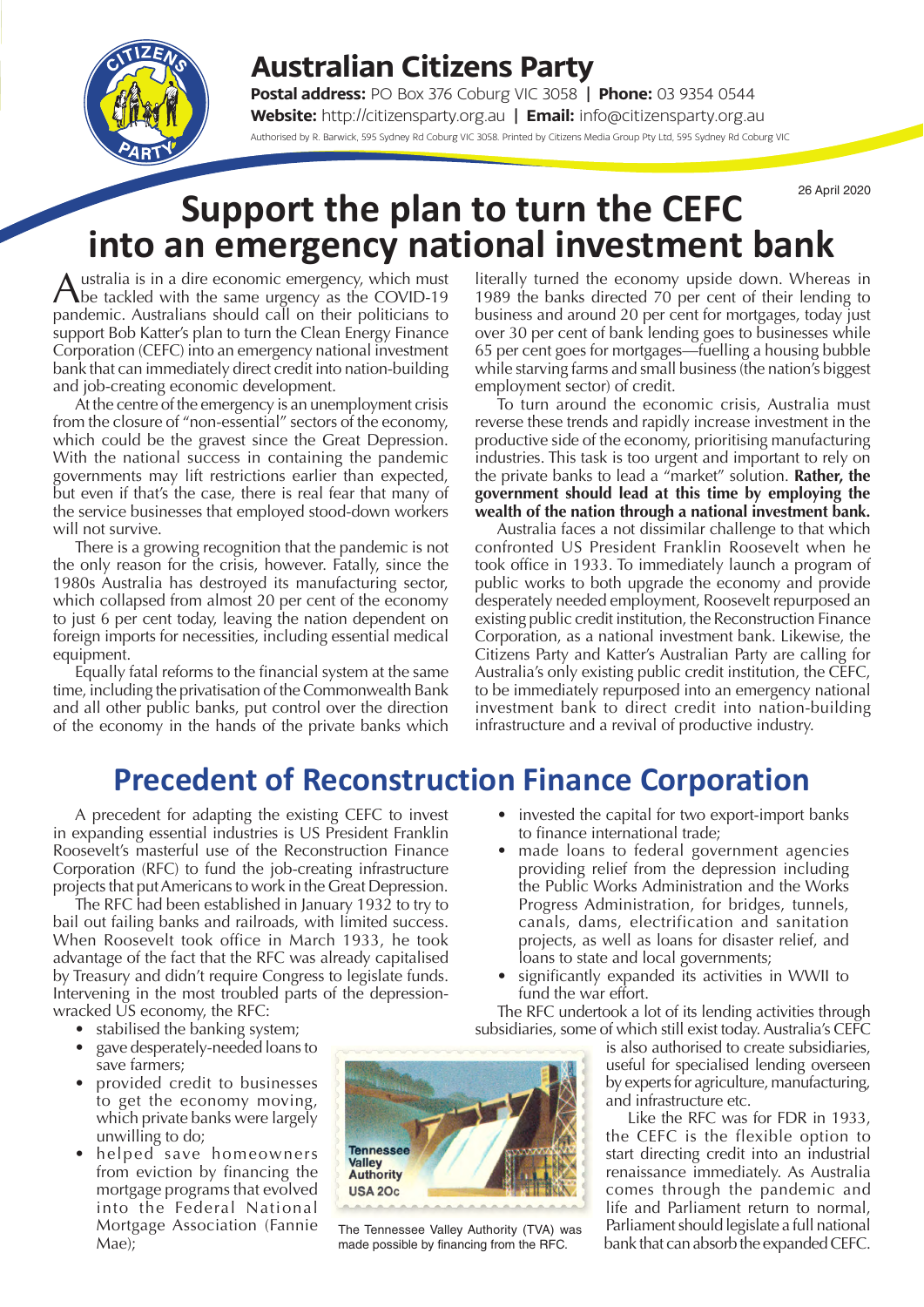# Australian Citizens Party

**Postal address:** PO Box 376 Coburg VIC 3058 | **Phone:** 03 9354 0544
**Website:** http://citizensparty.org.au | **Email:** info@citizensparty.org.au

Authorised by R. Barwick, 595 Sydney Rd Coburg VIC 3058. Printed by Citizens Media Group Pty Ltd, 595 Sydney Rd Coburg VIC

26 April 2020

# Support the plan to turn the CEFC into an emergency national investment bank

Australia is in a dire economic emergency, which must be tackled with the same urgency as the COVID-19 pandemic. Australians should call on their politicians to support Bob Katter's plan to turn the Clean Energy Finance Corporation (CEFC) into an emergency national investment bank that can immediately direct credit into nation-building and job-creating economic development.

At the centre of the emergency is an unemployment crisis from the closure of "non-essential" sectors of the economy, which could be the gravest since the Great Depression. With the national success in containing the pandemic governments may lift restrictions earlier than expected, but even if that's the case, there is real fear that many of the service businesses that employed stood-down workers will not survive.

There is a growing recognition that the pandemic is not the only reason for the crisis, however. Fatally, since the 1980s Australia has destroyed its manufacturing sector, which collapsed from almost 20 per cent of the economy to just 6 per cent today, leaving the nation dependent on foreign imports for necessities, including essential medical equipment.

Equally fatal reforms to the financial system at the same time, including the privatisation of the Commonwealth Bank and all other public banks, put control over the direction of the economy in the hands of the private banks which literally turned the economy upside down. Whereas in 1989 the banks directed 70 per cent of their lending to business and around 20 per cent for mortgages, today just over 30 per cent of bank lending goes to businesses while 65 per cent goes for mortgages—fuelling a housing bubble while starving farms and small business (the nation's biggest employment sector) of credit.

To turn around the economic crisis, Australia must reverse these trends and rapidly increase investment in the productive side of the economy, prioritising manufacturing industries. This task is too urgent and important to rely on the private banks to lead a "market" solution. **Rather, the government should lead at this time by employing the wealth of the nation through a national investment bank.**

Australia faces a not dissimilar challenge to that which confronted US President Franklin Roosevelt when he took office in 1933. To immediately launch a program of public works to both upgrade the economy and provide desperately needed employment, Roosevelt repurposed an existing public credit institution, the Reconstruction Finance Corporation, as a national investment bank. Likewise, the Citizens Party and Katter's Australian Party are calling for Australia's only existing public credit institution, the CEFC, to be immediately repurposed into an emergency national investment bank to direct credit into nation-building infrastructure and a revival of productive industry.

## Precedent of Reconstruction Finance Corporation

A precedent for adapting the existing CEFC to invest in expanding essential industries is US President Franklin Roosevelt's masterful use of the Reconstruction Finance Corporation (RFC) to fund the job-creating infrastructure projects that put Americans to work in the Great Depression.

The RFC had been established in January 1932 to try to bail out failing banks and railroads, with limited success. When Roosevelt took office in March 1933, he took advantage of the fact that the RFC was already capitalised by Treasury and didn't require Congress to legislate funds. Intervening in the most troubled parts of the depression-wracked US economy, the RFC:

- stabilised the banking system;
- gave desperately-needed loans to save farmers;
- provided credit to businesses to get the economy moving, which private banks were largely unwilling to do;
- helped save homeowners from eviction by financing the mortgage programs that evolved into the Federal National Mortgage Association (Fannie Mae);
- invested the capital for two export-import banks to finance international trade;
- made loans to federal government agencies providing relief from the depression including the Public Works Administration and the Works Progress Administration, for bridges, tunnels, canals, dams, electrification and sanitation projects, as well as loans for disaster relief, and loans to state and local governments;
- significantly expanded its activities in WWII to fund the war effort.

The RFC undertook a lot of its lending activities through subsidiaries, some of which still exist today. Australia's CEFC is also authorised to create subsidiaries, useful for specialised lending overseen by experts for agriculture, manufacturing, and infrastructure etc.

Like the RFC was for FDR in 1933, the CEFC is the flexible option to start directing credit into an industrial renaissance immediately. As Australia comes through the pandemic and life and Parliament return to normal, Parliament should legislate a full national bank that can absorb the expanded CEFC.

The Tennessee Valley Authority (TVA) was made possible by financing from the RFC.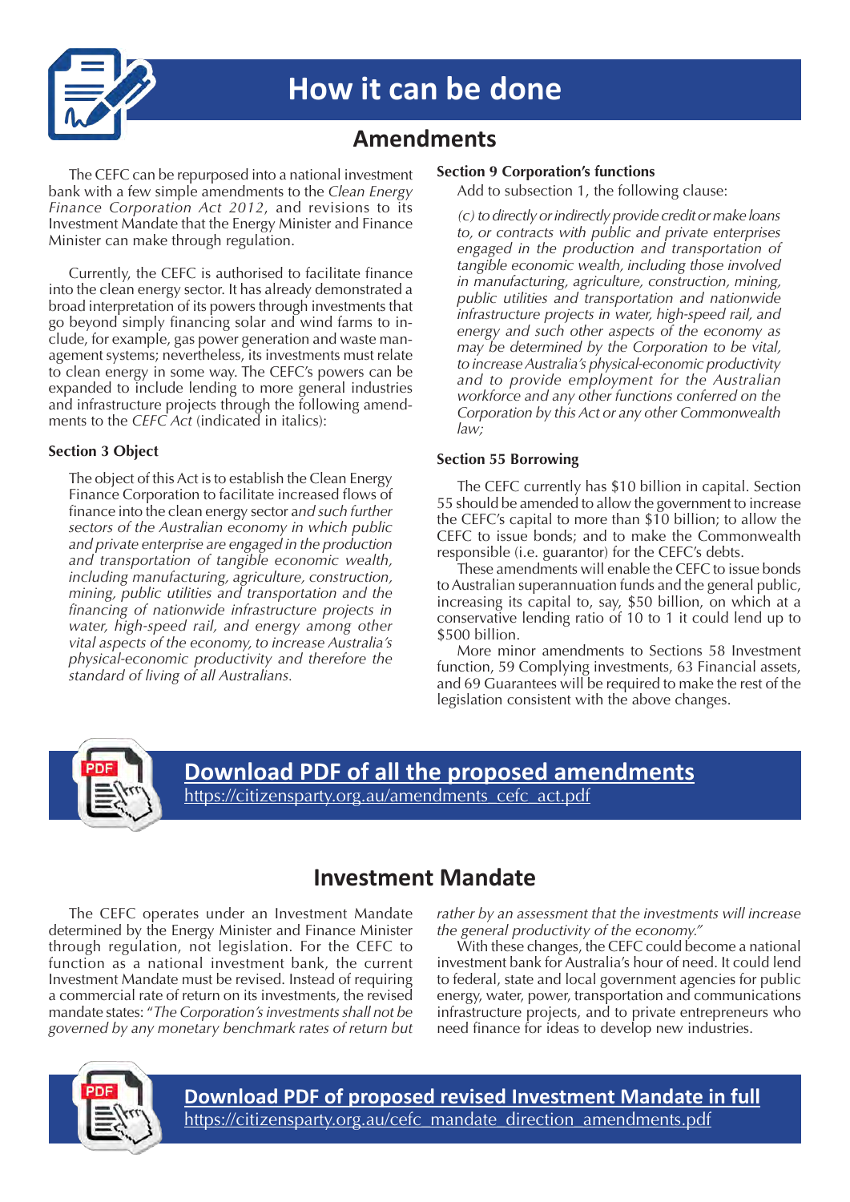# How it can be done

## Amendments

The CEFC can be repurposed into a national investment bank with a few simple amendments to the *Clean Energy Finance Corporation Act 2012*, and revisions to its Investment Mandate that the Energy Minister and Finance Minister can make through regulation.

Currently, the CEFC is authorised to facilitate finance into the clean energy sector. It has already demonstrated a broad interpretation of its powers through investments that go beyond simply financing solar and wind farms to include, for example, gas power generation and waste management systems; nevertheless, its investments must relate to clean energy in some way. The CEFC's powers can be expanded to include lending to more general industries and infrastructure projects through the following amendments to the *CEFC Act* (indicated in italics):

### Section 3 Object

The object of this Act is to establish the Clean Energy Finance Corporation to facilitate increased flows of finance into the clean energy sector a*nd such further sectors of the Australian economy in which public and private enterprise are engaged in the production and transportation of tangible economic wealth, including manufacturing, agriculture, construction, mining, public utilities and transportation and the financing of nationwide infrastructure projects in water, high-speed rail, and energy among other vital aspects of the economy, to increase Australia's physical-economic productivity and therefore the standard of living of all Australians.*

### Section 9 Corporation's functions

Add to subsection 1, the following clause:

*(c) to directly or indirectly provide credit or make loans to, or contracts with public and private enterprises engaged in the production and transportation of tangible economic wealth, including those involved in manufacturing, agriculture, construction, mining, public utilities and transportation and nationwide infrastructure projects in water, high-speed rail, and energy and such other aspects of the economy as may be determined by the Corporation to be vital, to increase Australia's physical-economic productivity and to provide employment for the Australian workforce and any other functions conferred on the Corporation by this Act or any other Commonwealth law;*

### Section 55 Borrowing

The CEFC currently has $10 billion in capital. Section 55 should be amended to allow the government to increase the CEFC's capital to more than $10 billion; to allow the CEFC to issue bonds; and to make the Commonwealth responsible (i.e. guarantor) for the CEFC's debts.

These amendments will enable the CEFC to issue bonds to Australian superannuation funds and the general public, increasing its capital to, say, $50 billion, on which at a conservative lending ratio of 10 to 1 it could lend up to $500 billion.

More minor amendments to Sections 58 Investment function, 59 Complying investments, 63 Financial assets, and 69 Guarantees will be required to make the rest of the legislation consistent with the above changes.

**Download PDF of all the proposed amendments**
https://citizensparty.org.au/amendments_cefc_act.pdf

## Investment Mandate

The CEFC operates under an Investment Mandate determined by the Energy Minister and Finance Minister through regulation, not legislation. For the CEFC to function as a national investment bank, the current Investment Mandate must be revised. Instead of requiring a commercial rate of return on its investments, the revised mandate states: "*The Corporation's investments shall not be governed by any monetary benchmark rates of return but rather by an assessment that the investments will increase the general productivity of the economy.*"

With these changes, the CEFC could become a national investment bank for Australia's hour of need. It could lend to federal, state and local government agencies for public energy, water, power, transportation and communications infrastructure projects, and to private entrepreneurs who need finance for ideas to develop new industries.

**Download PDF of proposed revised Investment Mandate in full**
https://citizensparty.org.au/cefc_mandate_direction_amendments.pdf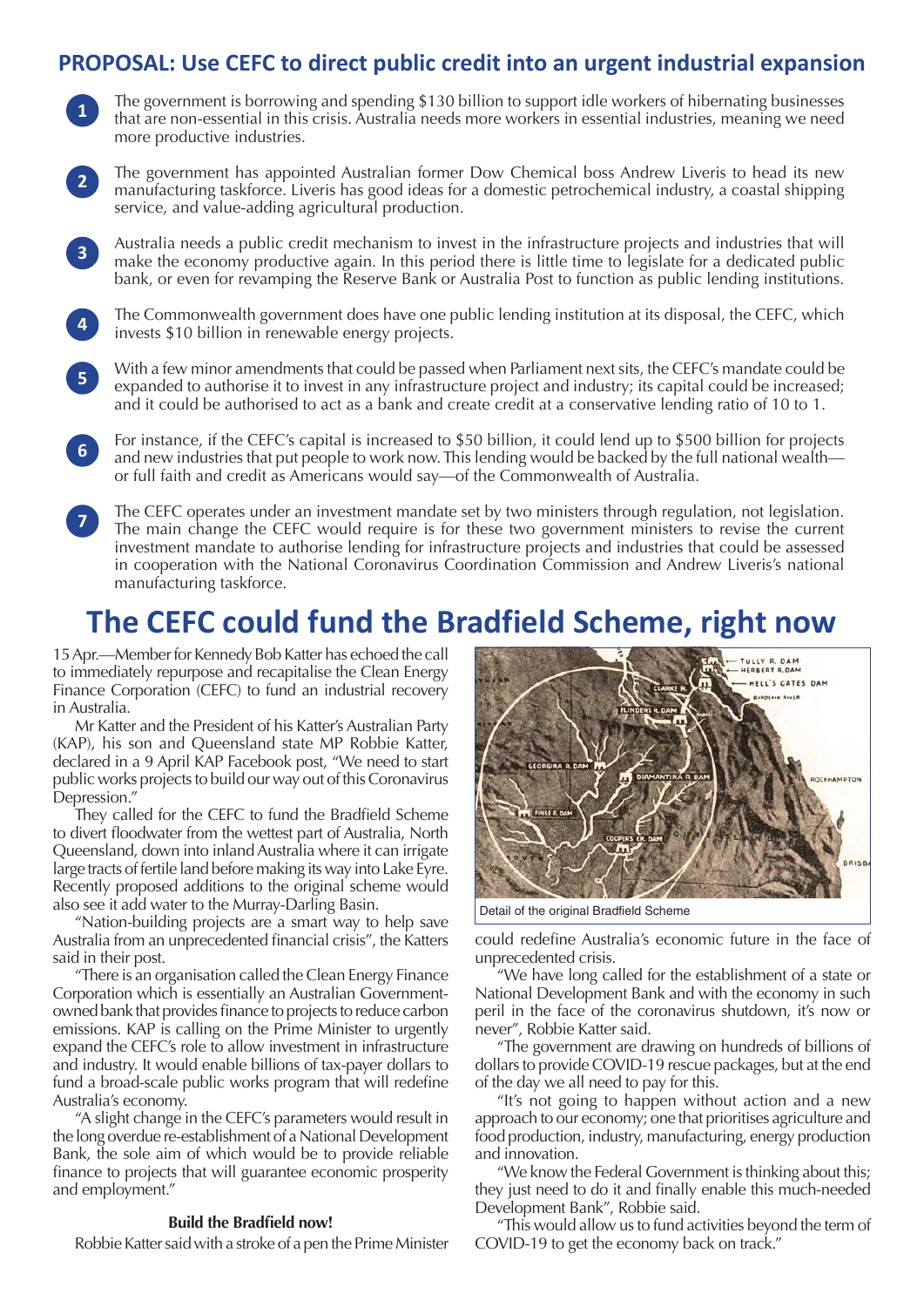## PROPOSAL: Use CEFC to direct public credit into an urgent industrial expansion

1. The government is borrowing and spending $130 billion to support idle workers of hibernating businesses that are non-essential in this crisis. Australia needs more workers in essential industries, meaning we need more productive industries.

2. The government has appointed Australian former Dow Chemical boss Andrew Liveris to head its new manufacturing taskforce. Liveris has good ideas for a domestic petrochemical industry, a coastal shipping service, and value-adding agricultural production.

3. Australia needs a public credit mechanism to invest in the infrastructure projects and industries that will make the economy productive again. In this period there is little time to legislate for a dedicated public bank, or even for revamping the Reserve Bank or Australia Post to function as public lending institutions.

4. The Commonwealth government does have one public lending institution at its disposal, the CEFC, which invests $10 billion in renewable energy projects.

5. With a few minor amendments that could be passed when Parliament next sits, the CEFC's mandate could be expanded to authorise it to invest in any infrastructure project and industry; its capital could be increased; and it could be authorised to act as a bank and create credit at a conservative lending ratio of 10 to 1.

6. For instance, if the CEFC's capital is increased to $50 billion, it could lend up to $500 billion for projects and new industries that put people to work now. This lending would be backed by the full national wealth—or full faith and credit as Americans would say—of the Commonwealth of Australia.

7. The CEFC operates under an investment mandate set by two ministers through regulation, not legislation. The main change the CEFC would require is for these two government ministers to revise the current investment mandate to authorise lending for infrastructure projects and industries that could be assessed in cooperation with the National Coronavirus Coordination Commission and Andrew Liveris's national manufacturing taskforce.

# The CEFC could fund the Bradfield Scheme, right now

15 Apr.—Member for Kennedy Bob Katter has echoed the call to immediately repurpose and recapitalise the Clean Energy Finance Corporation (CEFC) to fund an industrial recovery in Australia.

Mr Katter and the President of his Katter's Australian Party (KAP), his son and Queensland state MP Robbie Katter, declared in a 9 April KAP Facebook post, "We need to start public works projects to build our way out of this Coronavirus Depression."

They called for the CEFC to fund the Bradfield Scheme to divert floodwater from the wettest part of Australia, North Queensland, down into inland Australia where it can irrigate large tracts of fertile land before making its way into Lake Eyre. Recently proposed additions to the original scheme would also see it add water to the Murray-Darling Basin.

"Nation-building projects are a smart way to help save Australia from an unprecedented financial crisis", the Katters said in their post.

"There is an organisation called the Clean Energy Finance Corporation which is essentially an Australian Government-owned bank that provides finance to projects to reduce carbon emissions. KAP is calling on the Prime Minister to urgently expand the CEFC's role to allow investment in infrastructure and industry. It would enable billions of tax-payer dollars to fund a broad-scale public works program that will redefine Australia's economy.

"A slight change in the CEFC's parameters would result in the long overdue re-establishment of a National Development Bank, the sole aim of which would be to provide reliable finance to projects that will guarantee economic prosperity and employment."

**Build the Bradfield now!**

Robbie Katter said with a stroke of a pen the Prime Minister could redefine Australia's economic future in the face of unprecedented crisis.

Detail of the original Bradfield Scheme

"We have long called for the establishment of a state or National Development Bank and with the economy in such peril in the face of the coronavirus shutdown, it's now or never", Robbie Katter said.

"The government are drawing on hundreds of billions of dollars to provide COVID-19 rescue packages, but at the end of the day we all need to pay for this.

"It's not going to happen without action and a new approach to our economy; one that prioritises agriculture and food production, industry, manufacturing, energy production and innovation.

"We know the Federal Government is thinking about this; they just need to do it and finally enable this much-needed Development Bank", Robbie said.

"This would allow us to fund activities beyond the term of COVID-19 to get the economy back on track."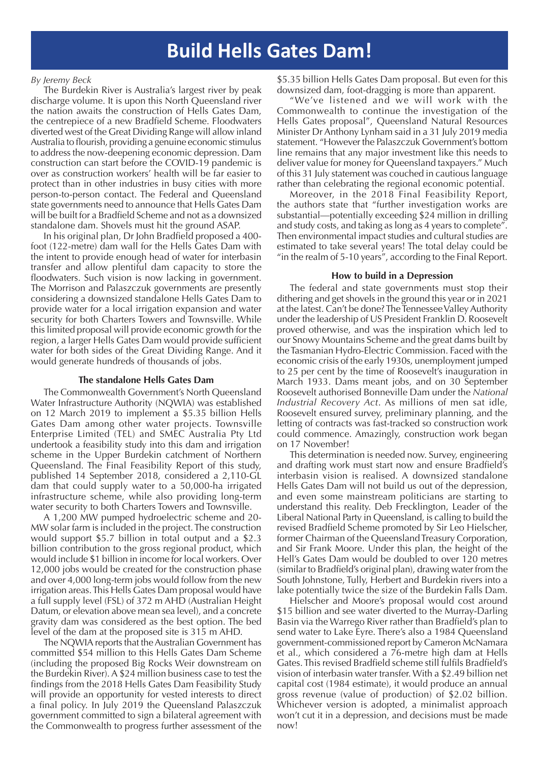// Build Hells Gates Dam!

# Build Hells Gates Dam!

*By Jeremy Beck*

The Burdekin River is Australia's largest river by peak discharge volume. It is upon this North Queensland river the nation awaits the construction of Hells Gates Dam, the centrepiece of a new Bradfield Scheme. Floodwaters diverted west of the Great Dividing Range will allow inland Australia to flourish, providing a genuine economic stimulus to address the now-deepening economic depression. Dam construction can start before the COVID-19 pandemic is over as construction workers' health will be far easier to protect than in other industries in busy cities with more person-to-person contact. The Federal and Queensland state governments need to announce that Hells Gates Dam will be built for a Bradfield Scheme and not as a downsized standalone dam. Shovels must hit the ground ASAP.

In his original plan, Dr John Bradfield proposed a 400-foot (122-metre) dam wall for the Hells Gates Dam with the intent to provide enough head of water for interbasin transfer and allow plentiful dam capacity to store the floodwaters. Such vision is now lacking in government. The Morrison and Palaszczuk governments are presently considering a downsized standalone Hells Gates Dam to provide water for a local irrigation expansion and water security for both Charters Towers and Townsville. While this limited proposal will provide economic growth for the region, a larger Hells Gates Dam would provide sufficient water for both sides of the Great Dividing Range. And it would generate hundreds of thousands of jobs.

### The standalone Hells Gates Dam

The Commonwealth Government's North Queensland Water Infrastructure Authority (NQWIA) was established on 12 March 2019 to implement a $5.35 billion Hells Gates Dam among other water projects. Townsville Enterprise Limited (TEL) and SMEC Australia Pty Ltd undertook a feasibility study into this dam and irrigation scheme in the Upper Burdekin catchment of Northern Queensland. The Final Feasibility Report of this study, published 14 September 2018, considered a 2,110-GL dam that could supply water to a 50,000-ha irrigated infrastructure scheme, while also providing long-term water security to both Charters Towers and Townsville.

A 1,200 MW pumped hydroelectric scheme and 20-MW solar farm is included in the project. The construction would support $5.7 billion in total output and a $2.3 billion contribution to the gross regional product, which would include $1 billion in income for local workers. Over 12,000 jobs would be created for the construction phase and over 4,000 long-term jobs would follow from the new irrigation areas. This Hells Gates Dam proposal would have a full supply level (FSL) of 372 m AHD (Australian Height Datum, or elevation above mean sea level), and a concrete gravity dam was considered as the best option. The bed level of the dam at the proposed site is 315 m AHD.

The NQWIA reports that the Australian Government has committed $54 million to this Hells Gates Dam Scheme (including the proposed Big Rocks Weir downstream on the Burdekin River). A $24 million business case to test the findings from the 2018 Hells Gates Dam Feasibility Study will provide an opportunity for vested interests to direct a final policy. In July 2019 the Queensland Palaszczuk government committed to sign a bilateral agreement with the Commonwealth to progress further assessment of the $5.35 billion Hells Gates Dam proposal. But even for this downsized dam, foot-dragging is more than apparent.

"We've listened and we will work with the Commonwealth to continue the investigation of the Hells Gates proposal", Queensland Natural Resources Minister Dr Anthony Lynham said in a 31 July 2019 media statement. "However the Palaszczuk Government's bottom line remains that any major investment like this needs to deliver value for money for Queensland taxpayers." Much of this 31 July statement was couched in cautious language rather than celebrating the regional economic potential.

Moreover, in the 2018 Final Feasibility Report, the authors state that "further investigation works are substantial—potentially exceeding $24 million in drilling and study costs, and taking as long as 4 years to complete". Then environmental impact studies and cultural studies are estimated to take several years! The total delay could be "in the realm of 5-10 years", according to the Final Report.

### How to build in a Depression

The federal and state governments must stop their dithering and get shovels in the ground this year or in 2021 at the latest. Can't be done? The Tennessee Valley Authority under the leadership of US President Franklin D. Roosevelt proved otherwise, and was the inspiration which led to our Snowy Mountains Scheme and the great dams built by the Tasmanian Hydro-Electric Commission. Faced with the economic crisis of the early 1930s, unemployment jumped to 25 per cent by the time of Roosevelt's inauguration in March 1933. Dams meant jobs, and on 30 September Roosevelt authorised Bonneville Dam under the *National Industrial Recovery Act*. As millions of men sat idle, Roosevelt ensured survey, preliminary planning, and the letting of contracts was fast-tracked so construction work could commence. Amazingly, construction work began on 17 November!

This determination is needed now. Survey, engineering and drafting work must start now and ensure Bradfield's interbasin vision is realised. A downsized standalone Hells Gates Dam will not build us out of the depression, and even some mainstream politicians are starting to understand this reality. Deb Frecklington, Leader of the Liberal National Party in Queensland, is calling to build the revised Bradfield Scheme promoted by Sir Leo Hielscher, former Chairman of the Queensland Treasury Corporation, and Sir Frank Moore. Under this plan, the height of the Hell's Gates Dam would be doubled to over 120 metres (similar to Bradfield's original plan), drawing water from the South Johnstone, Tully, Herbert and Burdekin rivers into a lake potentially twice the size of the Burdekin Falls Dam.

Hielscher and Moore's proposal would cost around $15 billion and see water diverted to the Murray-Darling Basin via the Warrego River rather than Bradfield's plan to send water to Lake Eyre. There's also a 1984 Queensland government-commissioned report by Cameron McNamara et al., which considered a 76-metre high dam at Hells Gates. This revised Bradfield scheme still fulfils Bradfield's vision of interbasin water transfer. With a $2.49 billion net capital cost (1984 estimate), it would produce an annual gross revenue (value of production) of $2.02 billion. Whichever version is adopted, a minimalist approach won't cut it in a depression, and decisions must be made now!